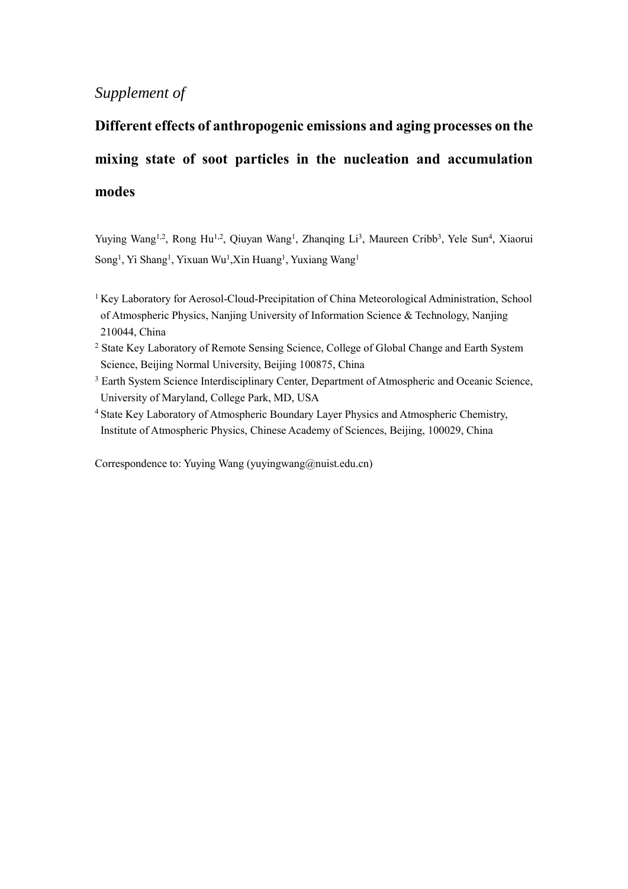*Supplement of*

# Different effects of anthropogenic emissions and aging processes on the mixing state of soot particles in the nucleation and accumulation modes

Yuying Wang[1,2], Rong Hu[1,2], Qiuyan Wang[1], Zhanqing Li[3], Maureen Cribb[3], Yele Sun[4], Xiaorui Song[1], Yi Shang[1], Yixuan Wu[1],Xin Huang[1], Yuxiang Wang[1]

[1] Key Laboratory for Aerosol-Cloud-Precipitation of China Meteorological Administration, School of Atmospheric Physics, Nanjing University of Information Science & Technology, Nanjing 210044, China

[2] State Key Laboratory of Remote Sensing Science, College of Global Change and Earth System Science, Beijing Normal University, Beijing 100875, China

[3] Earth System Science Interdisciplinary Center, Department of Atmospheric and Oceanic Science, University of Maryland, College Park, MD, USA

[4] State Key Laboratory of Atmospheric Boundary Layer Physics and Atmospheric Chemistry, Institute of Atmospheric Physics, Chinese Academy of Sciences, Beijing, 100029, China

Correspondence to: Yuying Wang (yuyingwang@nuist.edu.cn)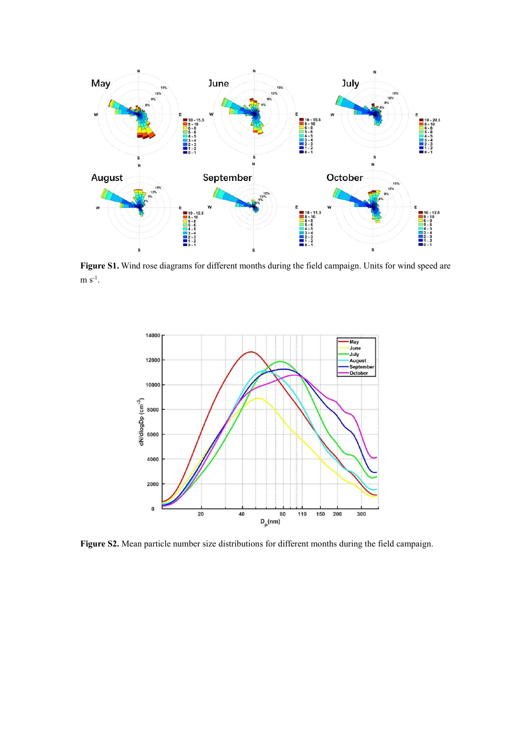**Figure S1.** Wind rose diagrams for different months during the field campaign. Units for wind speed are m $s^{-1}$.

**Figure S2.** Mean particle number size distributions for different months during the field campaign.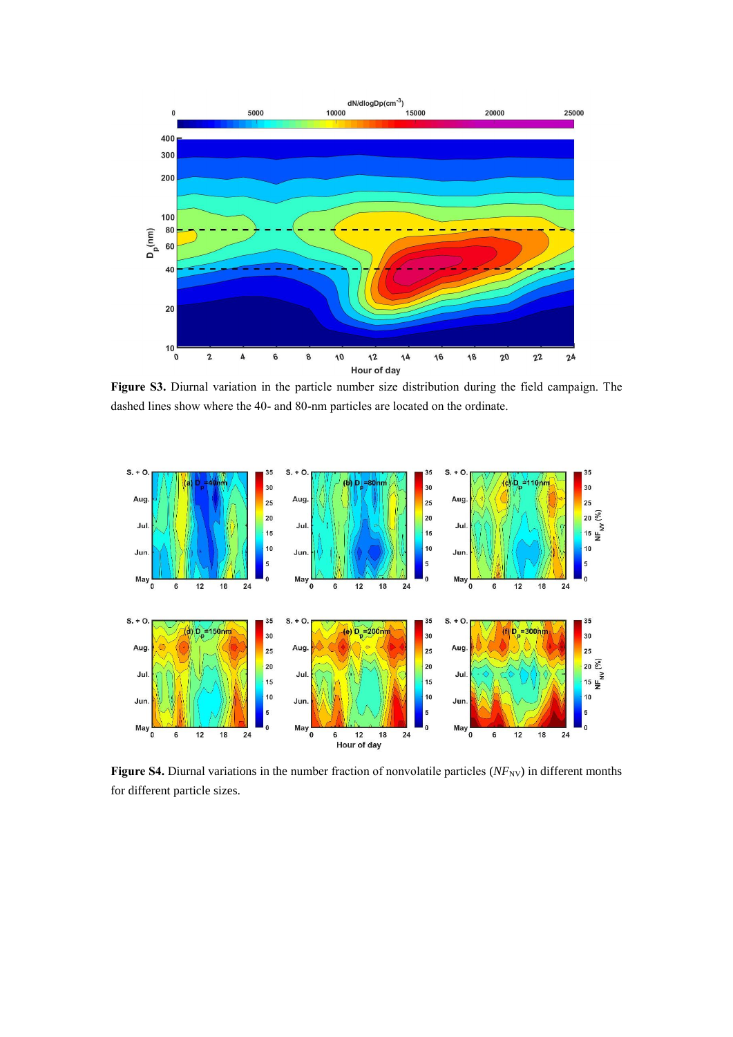dN/dlogDp(cm$^{-3}$)

0 5000 10000 15000 20000 25000

400
300
200
100
80
60
40
20
10

$D_p$ (nm)

0 2 4 6 8 10 12 14 16 18 20 22 24

Hour of day

**Figure S3.** Diurnal variation in the particle number size distribution during the field campaign. The dashed lines show where the 40- and 80-nm particles are located on the ordinate.

(a) $D_p$ =40nm

(b) $D_p$ =80nm

(c) $D_p$ =110nm

(d) $D_p$ =150nm

(e) $D_p$ =200nm

(f) $D_p$ =300nm

S. + O.
Aug.
Jul.
Jun.
May

0 6 12 18 24

35 30 25 20 15 10 5 0

$NF_{NV}$ (%)

Hour of day

**Figure S4.** Diurnal variations in the number fraction of nonvolatile particles ($NF_{NV}$) in different months for different particle sizes.